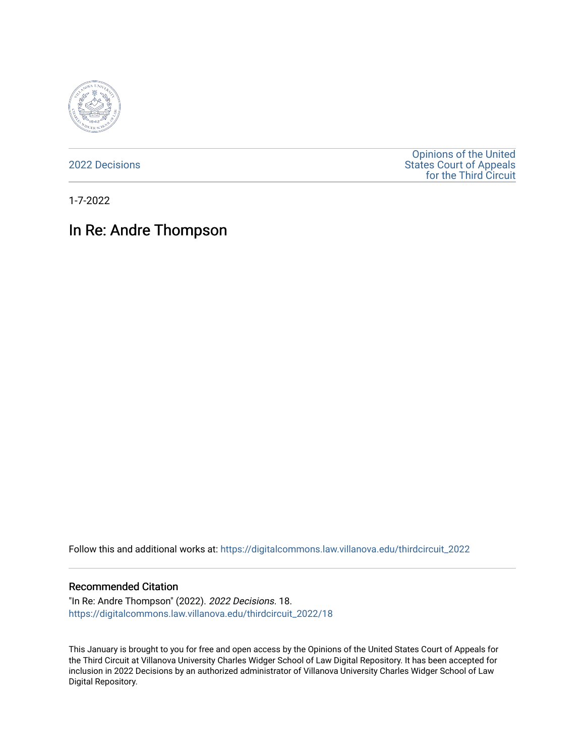2022 Decisions

Opinions of the United States Court of Appeals for the Third Circuit

1-7-2022

# In Re: Andre Thompson

Follow this and additional works at: https://digitalcommons.law.villanova.edu/thirdcircuit_2022

## Recommended Citation

"In Re: Andre Thompson" (2022). *2022 Decisions*. 18.
https://digitalcommons.law.villanova.edu/thirdcircuit_2022/18

This January is brought to you for free and open access by the Opinions of the United States Court of Appeals for the Third Circuit at Villanova University Charles Widger School of Law Digital Repository. It has been accepted for inclusion in 2022 Decisions by an authorized administrator of Villanova University Charles Widger School of Law Digital Repository.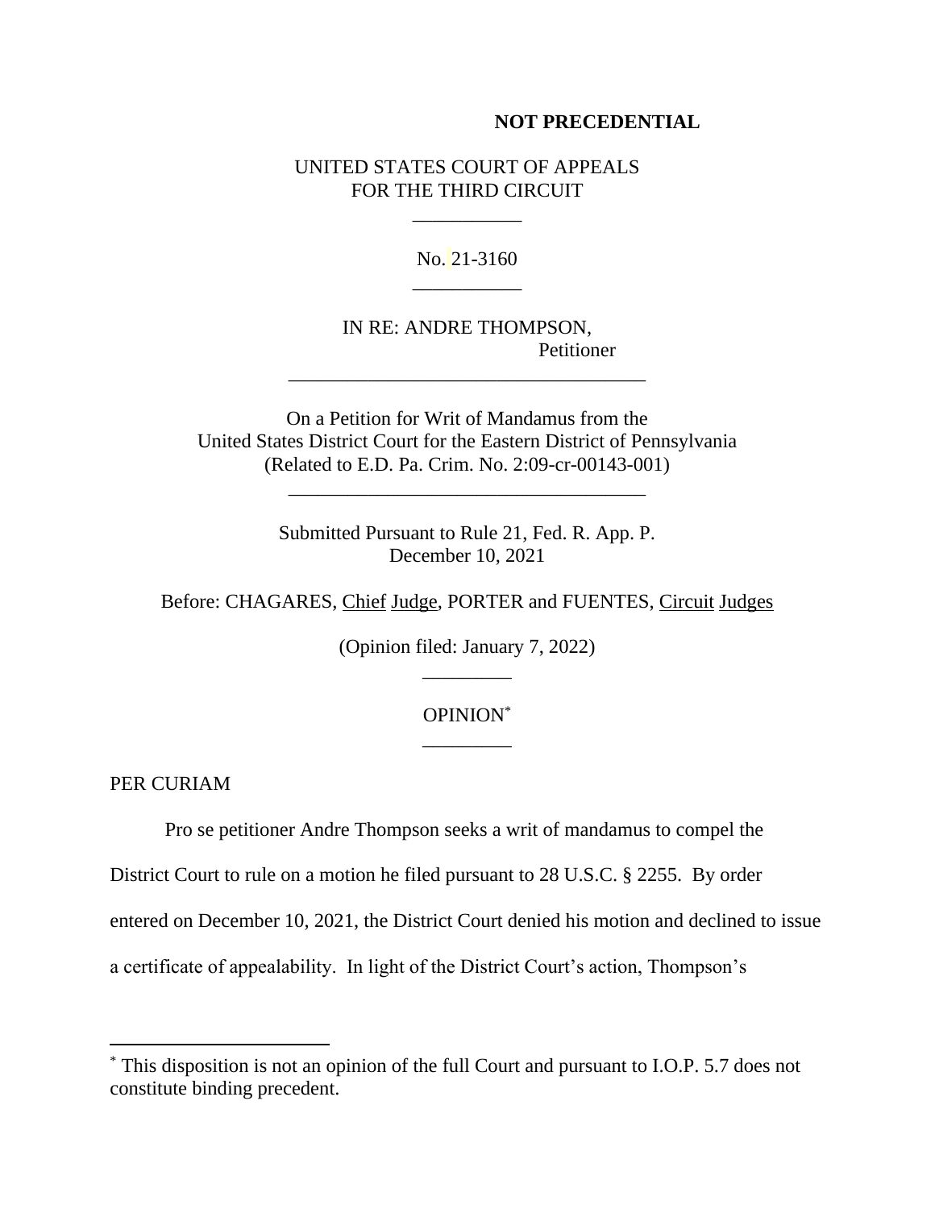**NOT PRECEDENTIAL**

UNITED STATES COURT OF APPEALS
FOR THE THIRD CIRCUIT

\_\_\_\_\_\_\_\_\_\_\_

No. 21-3160

\_\_\_\_\_\_\_\_\_\_\_

IN RE: ANDRE THOMPSON,
Petitioner

\_\_\_\_\_\_\_\_\_\_\_\_\_\_\_\_\_\_\_\_\_\_\_\_\_\_\_\_\_\_\_\_\_\_\_\_

On a Petition for Writ of Mandamus from the
United States District Court for the Eastern District of Pennsylvania
(Related to E.D. Pa. Crim. No. 2:09-cr-00143-001)

\_\_\_\_\_\_\_\_\_\_\_\_\_\_\_\_\_\_\_\_\_\_\_\_\_\_\_\_\_\_\_\_\_\_\_\_

Submitted Pursuant to Rule 21, Fed. R. App. P.
December 10, 2021

Before: CHAGARES, Chief Judge, PORTER and FUENTES, Circuit Judges

(Opinion filed: January 7, 2022)

\_\_\_\_\_\_\_\_\_

OPINION[*]

\_\_\_\_\_\_\_\_\_

PER CURIAM

Pro se petitioner Andre Thompson seeks a writ of mandamus to compel the District Court to rule on a motion he filed pursuant to 28 U.S.C. § 2255. By order entered on December 10, 2021, the District Court denied his motion and declined to issue a certificate of appealability. In light of the District Court's action, Thompson's

---

[*] This disposition is not an opinion of the full Court and pursuant to I.O.P. 5.7 does not constitute binding precedent.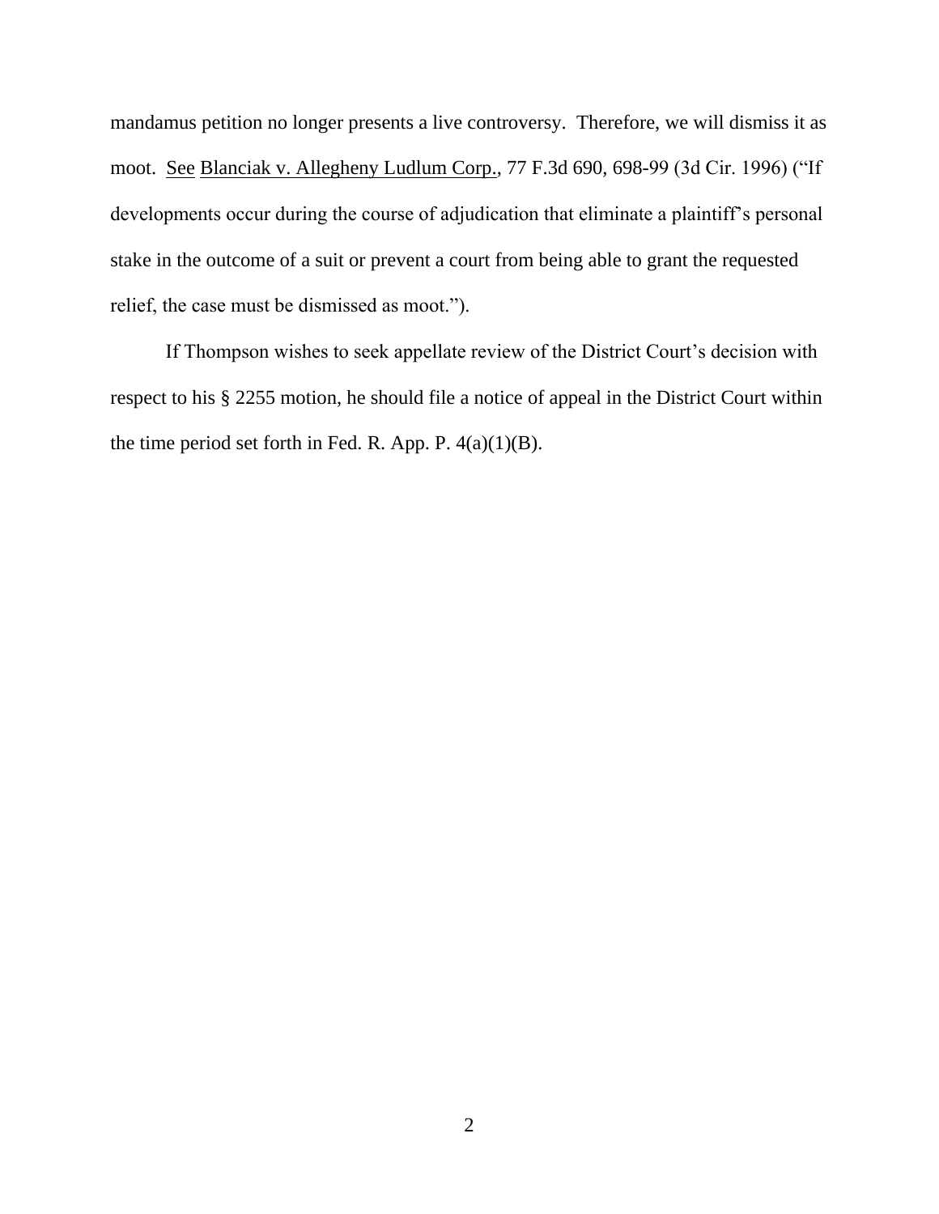mandamus petition no longer presents a live controversy. Therefore, we will dismiss it as moot. See Blanciak v. Allegheny Ludlum Corp., 77 F.3d 690, 698-99 (3d Cir. 1996) ("If developments occur during the course of adjudication that eliminate a plaintiff's personal stake in the outcome of a suit or prevent a court from being able to grant the requested relief, the case must be dismissed as moot.").

If Thompson wishes to seek appellate review of the District Court's decision with respect to his § 2255 motion, he should file a notice of appeal in the District Court within the time period set forth in Fed. R. App. P. 4(a)(1)(B).